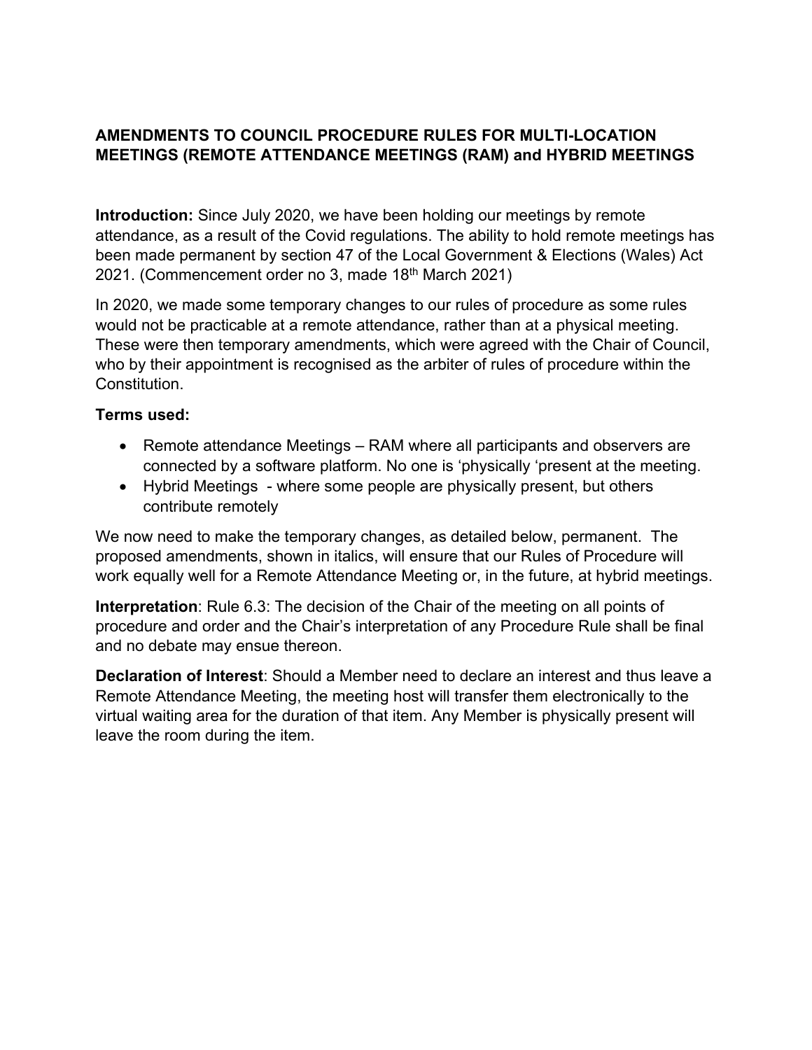**AMENDMENTS TO COUNCIL PROCEDURE RULES FOR MULTI-LOCATION MEETINGS (REMOTE ATTENDANCE MEETINGS (RAM) and HYBRID MEETINGS**

**Introduction:** Since July 2020, we have been holding our meetings by remote attendance, as a result of the Covid regulations. The ability to hold remote meetings has been made permanent by section 47 of the Local Government & Elections (Wales) Act 2021. (Commencement order no 3, made 18th March 2021)

In 2020, we made some temporary changes to our rules of procedure as some rules would not be practicable at a remote attendance, rather than at a physical meeting. These were then temporary amendments, which were agreed with the Chair of Council, who by their appointment is recognised as the arbiter of rules of procedure within the Constitution.

**Terms used:**

- Remote attendance Meetings – RAM where all participants and observers are connected by a software platform. No one is 'physically 'present at the meeting.
- Hybrid Meetings - where some people are physically present, but others contribute remotely

We now need to make the temporary changes, as detailed below, permanent. The proposed amendments, shown in italics, will ensure that our Rules of Procedure will work equally well for a Remote Attendance Meeting or, in the future, at hybrid meetings.

**Interpretation**: Rule 6.3: The decision of the Chair of the meeting on all points of procedure and order and the Chair's interpretation of any Procedure Rule shall be final and no debate may ensue thereon.

**Declaration of Interest**: Should a Member need to declare an interest and thus leave a Remote Attendance Meeting, the meeting host will transfer them electronically to the virtual waiting area for the duration of that item. Any Member is physically present will leave the room during the item.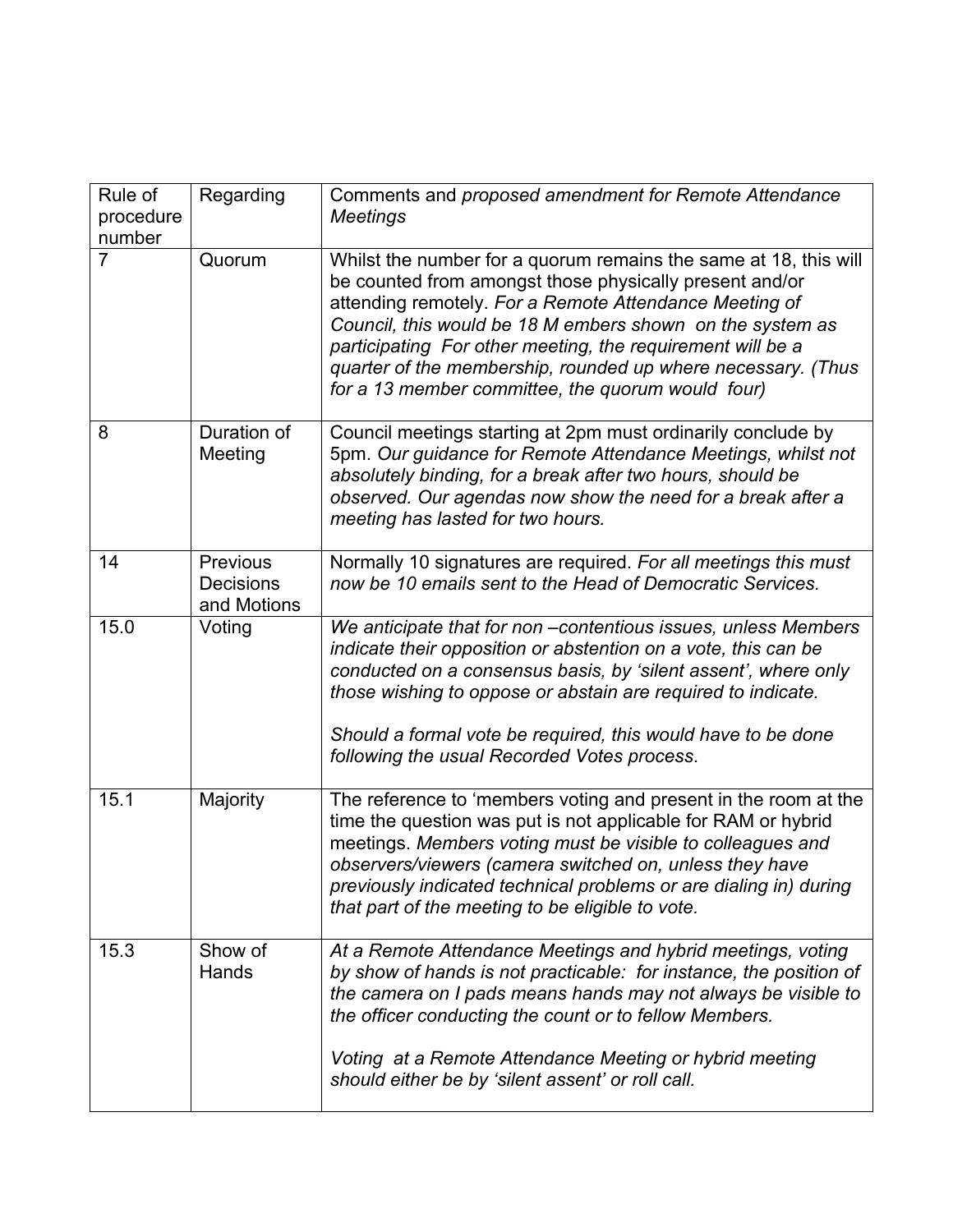| Rule of procedure number | Regarding | Comments and *proposed amendment for Remote Attendance Meetings* |
|---|---|---|
| 7 | Quorum | Whilst the number for a quorum remains the same at 18, this will be counted from amongst those physically present and/or attending remotely. *For a Remote Attendance Meeting of Council, this would be 18 M embers shown on the system as participating For other meeting, the requirement will be a quarter of the membership, rounded up where necessary. (Thus for a 13 member committee, the quorum would four)* |
| 8 | Duration of Meeting | Council meetings starting at 2pm must ordinarily conclude by 5pm. *Our guidance for Remote Attendance Meetings, whilst not absolutely binding, for a break after two hours, should be observed. Our agendas now show the need for a break after a meeting has lasted for two hours.* |
| 14 | Previous Decisions and Motions | Normally 10 signatures are required. *For all meetings this must now be 10 emails sent to the Head of Democratic Services.* |
| 15.0 | Voting | *We anticipate that for non –contentious issues, unless Members indicate their opposition or abstention on a vote, this can be conducted on a consensus basis, by 'silent assent', where only those wishing to oppose or abstain are required to indicate.*<br><br>*Should a formal vote be required, this would have to be done following the usual Recorded Votes process*. |
| 15.1 | Majority | The reference to 'members voting and present in the room at the time the question was put is not applicable for RAM or hybrid meetings. *Members voting must be visible to colleagues and observers/viewers (camera switched on, unless they have previously indicated technical problems or are dialing in) during that part of the meeting to be eligible to vote.* |
| 15.3 | Show of Hands | *At a Remote Attendance Meetings and hybrid meetings, voting by show of hands is not practicable: for instance, the position of the camera on I pads means hands may not always be visible to the officer conducting the count or to fellow Members.*<br><br>*Voting at a Remote Attendance Meeting or hybrid meeting should either be by 'silent assent' or roll call.* |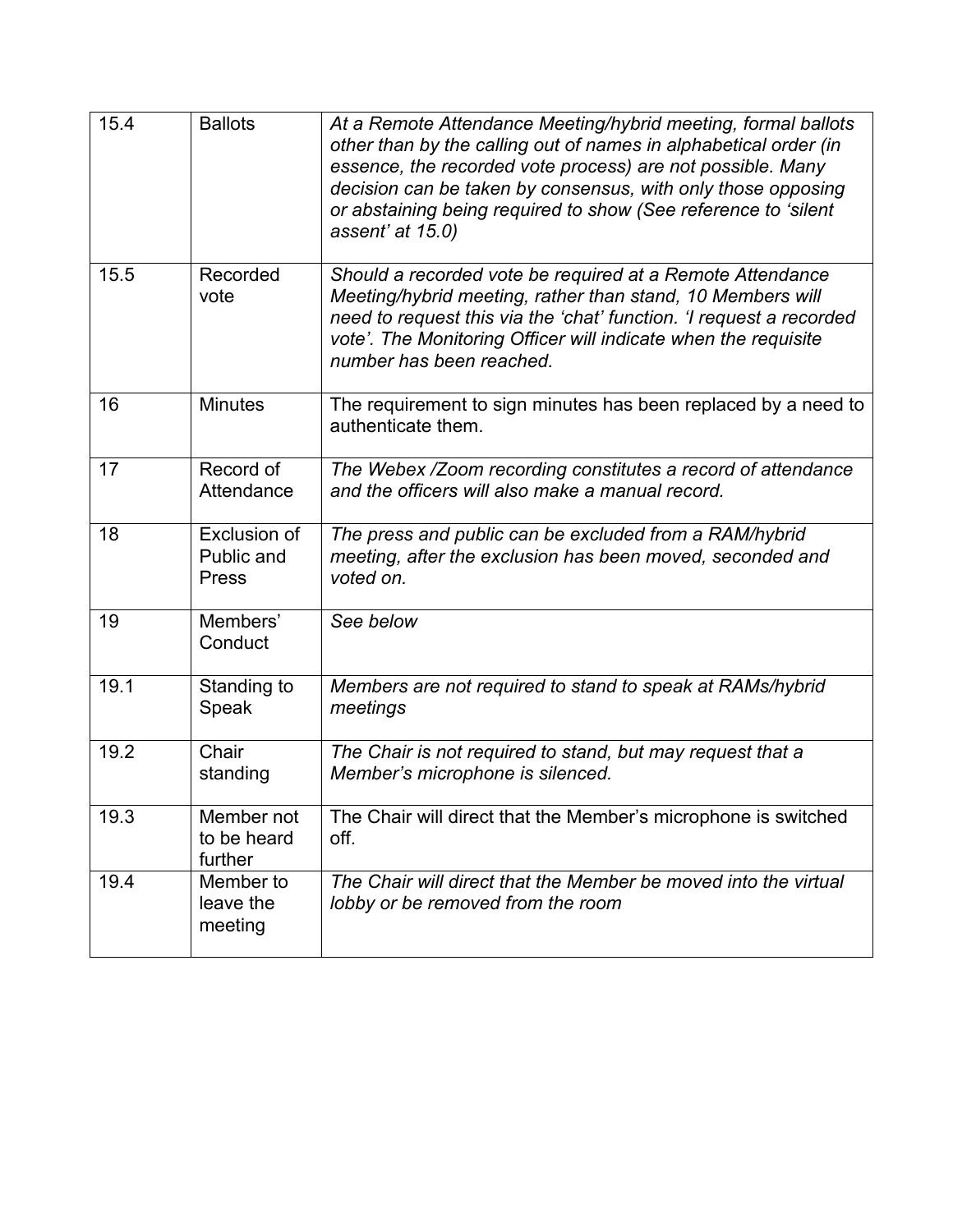| | | |
|---|---|---|
| 15.4 | Ballots | *At a Remote Attendance Meeting/hybrid meeting, formal ballots other than by the calling out of names in alphabetical order (in essence, the recorded vote process) are not possible. Many decision can be taken by consensus, with only those opposing or abstaining being required to show (See reference to 'silent assent' at 15.0)* |
| 15.5 | Recorded vote | *Should a recorded vote be required at a Remote Attendance Meeting/hybrid meeting, rather than stand, 10 Members will need to request this via the 'chat' function. 'I request a recorded vote'. The Monitoring Officer will indicate when the requisite number has been reached.* |
| 16 | Minutes | The requirement to sign minutes has been replaced by a need to authenticate them. |
| 17 | Record of Attendance | *The Webex /Zoom recording constitutes a record of attendance and the officers will also make a manual record.* |
| 18 | Exclusion of Public and Press | *The press and public can be excluded from a RAM/hybrid meeting, after the exclusion has been moved, seconded and voted on.* |
| 19 | Members' Conduct | *See below* |
| 19.1 | Standing to Speak | *Members are not required to stand to speak at RAMs/hybrid meetings* |
| 19.2 | Chair standing | *The Chair is not required to stand, but may request that a Member's microphone is silenced.* |
| 19.3 | Member not to be heard further | The Chair will direct that the Member's microphone is switched off. |
| 19.4 | Member to leave the meeting | *The Chair will direct that the Member be moved into the virtual lobby or be removed from the room* |